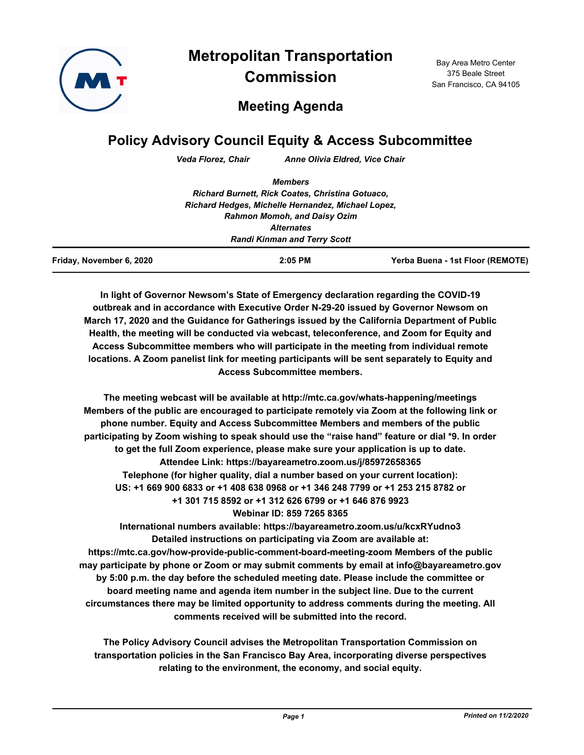# Metropolitan Transportation Commission

Bay Area Metro Center
375 Beale Street
San Francisco, CA 94105

## Meeting Agenda

## Policy Advisory Council Equity & Access Subcommittee

*Veda Florez, Chair* *Anne Olivia Eldred, Vice Chair*

***Members***
***Richard Burnett, Rick Coates, Christina Gotuaco, Richard Hedges, Michelle Hernandez, Michael Lopez, Rahmon Momoh, and Daisy Ozim***
***Alternates***
***Randi Kinman and Terry Scott***

| Friday, November 6, 2020 | 2:05 PM | Yerba Buena - 1st Floor (REMOTE) |
|---|---|---|

**In light of Governor Newsom's State of Emergency declaration regarding the COVID-19 outbreak and in accordance with Executive Order N-29-20 issued by Governor Newsom on March 17, 2020 and the Guidance for Gatherings issued by the California Department of Public Health, the meeting will be conducted via webcast, teleconference, and Zoom for Equity and Access Subcommittee members who will participate in the meeting from individual remote locations. A Zoom panelist link for meeting participants will be sent separately to Equity and Access Subcommittee members.**

**The meeting webcast will be available at http://mtc.ca.gov/whats-happening/meetings Members of the public are encouraged to participate remotely via Zoom at the following link or phone number. Equity and Access Subcommittee Members and members of the public participating by Zoom wishing to speak should use the "raise hand" feature or dial *9. In order to get the full Zoom experience, please make sure your application is up to date.**
**Attendee Link: https://bayareametro.zoom.us/j/85972658365**
**Telephone (for higher quality, dial a number based on your current location):**
**US: +1 669 900 6833 or +1 408 638 0968 or +1 346 248 7799 or +1 253 215 8782 or +1 301 715 8592 or +1 312 626 6799 or +1 646 876 9923**
**Webinar ID: 859 7265 8365**
**International numbers available: https://bayareametro.zoom.us/u/kcxRYudno3**
**Detailed instructions on participating via Zoom are available at: https://mtc.ca.gov/how-provide-public-comment-board-meeting-zoom Members of the public may participate by phone or Zoom or may submit comments by email at info@bayareametro.gov by 5:00 p.m. the day before the scheduled meeting date. Please include the committee or board meeting name and agenda item number in the subject line. Due to the current circumstances there may be limited opportunity to address comments during the meeting. All comments received will be submitted into the record.**

**The Policy Advisory Council advises the Metropolitan Transportation Commission on transportation policies in the San Francisco Bay Area, incorporating diverse perspectives relating to the environment, the economy, and social equity.**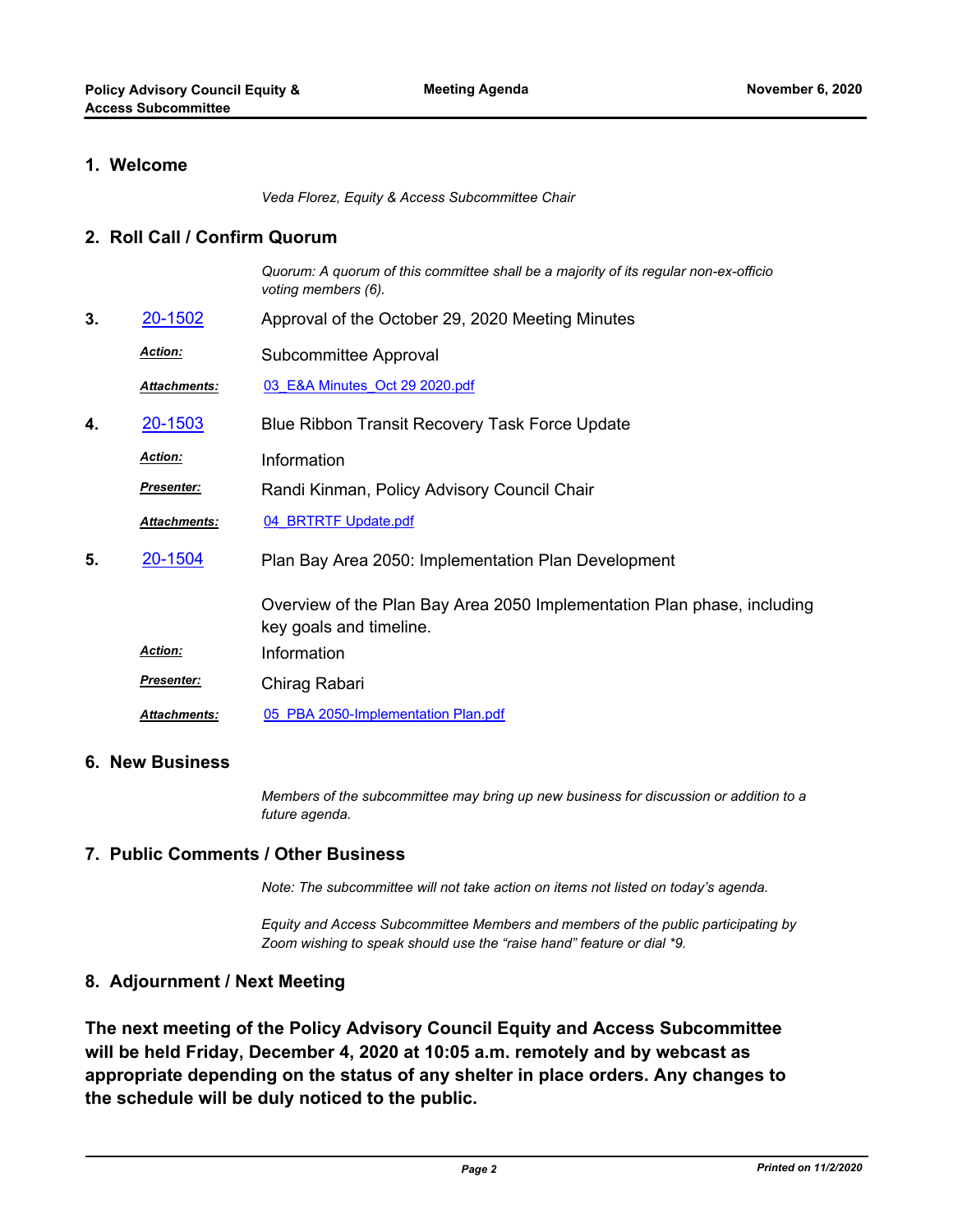## 1. Welcome

*Veda Florez, Equity & Access Subcommittee Chair*

## 2. Roll Call / Confirm Quorum

*Quorum: A quorum of this committee shall be a majority of its regular non-ex-officio voting members (6).*

**3.** 20-1502 Approval of the October 29, 2020 Meeting Minutes

***Action:*** Subcommittee Approval

***Attachments:*** 03_E&A Minutes_Oct 29 2020.pdf

**4.** 20-1503 Blue Ribbon Transit Recovery Task Force Update

***Action:*** Information

***Presenter:*** Randi Kinman, Policy Advisory Council Chair

***Attachments:*** 04_BRTRTF Update.pdf

**5.** 20-1504 Plan Bay Area 2050: Implementation Plan Development

Overview of the Plan Bay Area 2050 Implementation Plan phase, including key goals and timeline.

***Action:*** Information

***Presenter:*** Chirag Rabari

***Attachments:*** 05_PBA 2050-Implementation Plan.pdf

## 6. New Business

*Members of the subcommittee may bring up new business for discussion or addition to a future agenda.*

## 7. Public Comments / Other Business

*Note: The subcommittee will not take action on items not listed on today's agenda.*

*Equity and Access Subcommittee Members and members of the public participating by Zoom wishing to speak should use the "raise hand" feature or dial *9.*

## 8. Adjournment / Next Meeting

**The next meeting of the Policy Advisory Council Equity and Access Subcommittee will be held Friday, December 4, 2020 at 10:05 a.m. remotely and by webcast as appropriate depending on the status of any shelter in place orders. Any changes to the schedule will be duly noticed to the public.**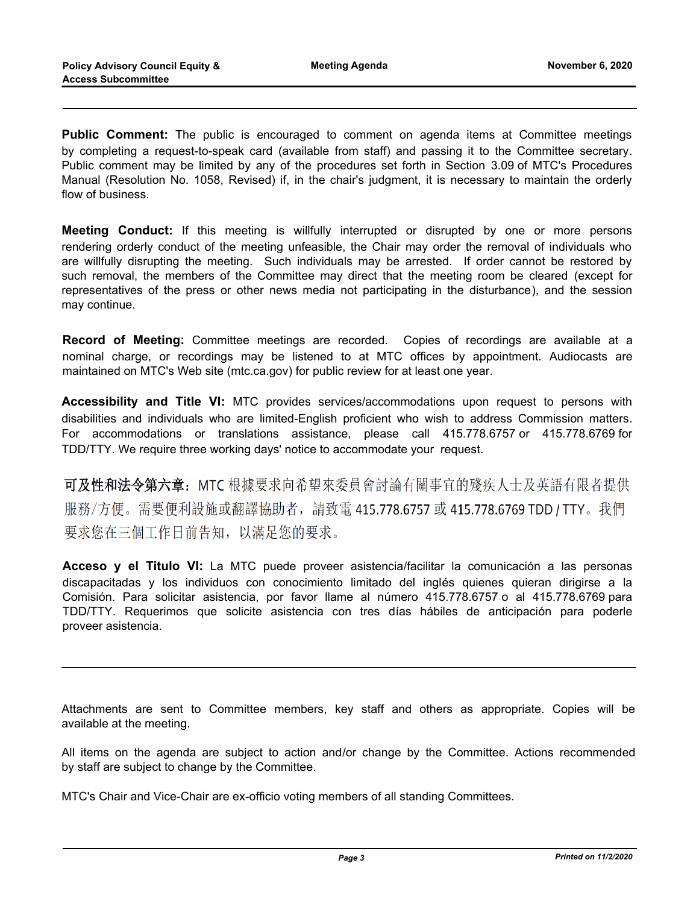**Public Comment:** The public is encouraged to comment on agenda items at Committee meetings by completing a request-to-speak card (available from staff) and passing it to the Committee secretary. Public comment may be limited by any of the procedures set forth in Section 3.09 of MTC's Procedures Manual (Resolution No. 1058, Revised) if, in the chair's judgment, it is necessary to maintain the orderly flow of business.

**Meeting Conduct:** If this meeting is willfully interrupted or disrupted by one or more persons rendering orderly conduct of the meeting unfeasible, the Chair may order the removal of individuals who are willfully disrupting the meeting. Such individuals may be arrested. If order cannot be restored by such removal, the members of the Committee may direct that the meeting room be cleared (except for representatives of the press or other news media not participating in the disturbance), and the session may continue.

**Record of Meeting:** Committee meetings are recorded. Copies of recordings are available at a nominal charge, or recordings may be listened to at MTC offices by appointment. Audiocasts are maintained on MTC's Web site (mtc.ca.gov) for public review for at least one year.

**Accessibility and Title VI:** MTC provides services/accommodations upon request to persons with disabilities and individuals who are limited-English proficient who wish to address Commission matters. For accommodations or translations assistance, please call 415.778.6757 or 415.778.6769 for TDD/TTY. We require three working days' notice to accommodate your request.

**可及性和法令第六章**：MTC 根據要求向希望來委員會討論有關事宜的殘疾人士及英語有限者提供服務/方便。需要便利設施或翻譯協助者，請致電 415.778.6757 或 415.778.6769 TDD / TTY。我們要求您在三個工作日前告知，以滿足您的要求。

**Acceso y el Titulo VI:** La MTC puede proveer asistencia/facilitar la comunicación a las personas discapacitadas y los individuos con conocimiento limitado del inglés quienes quieran dirigirse a la Comisión. Para solicitar asistencia, por favor llame al número 415.778.6757 o al 415.778.6769 para TDD/TTY. Requerimos que solicite asistencia con tres días hábiles de anticipación para poderle proveer asistencia.

---

Attachments are sent to Committee members, key staff and others as appropriate. Copies will be available at the meeting.

All items on the agenda are subject to action and/or change by the Committee. Actions recommended by staff are subject to change by the Committee.

MTC's Chair and Vice-Chair are ex-officio voting members of all standing Committees.